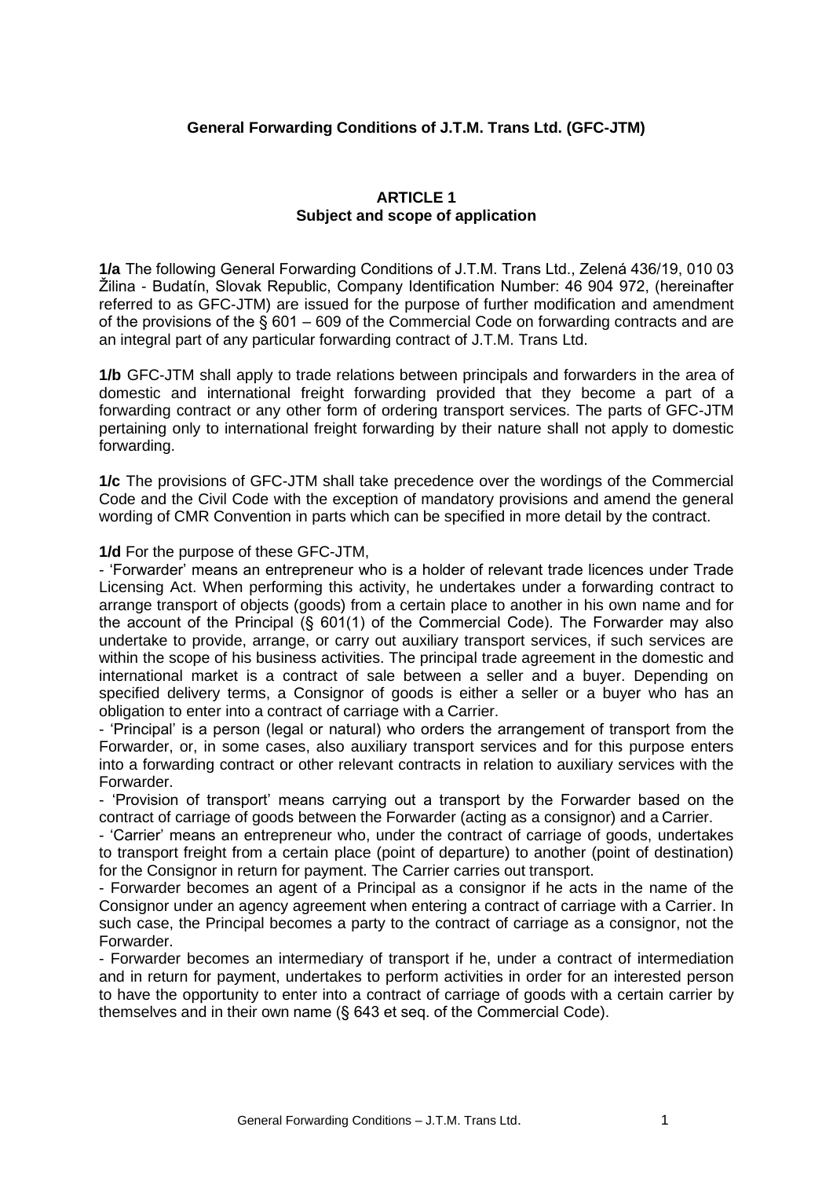# General Forwarding Conditions of J.T.M. Trans Ltd. (GFC-JTM)

## ARTICLE 1
## Subject and scope of application

**1/a** The following General Forwarding Conditions of J.T.M. Trans Ltd., Zelená 436/19, 010 03 Žilina - Budatín, Slovak Republic, Company Identification Number: 46 904 972, (hereinafter referred to as GFC-JTM) are issued for the purpose of further modification and amendment of the provisions of the § 601 – 609 of the Commercial Code on forwarding contracts and are an integral part of any particular forwarding contract of J.T.M. Trans Ltd.

**1/b** GFC-JTM shall apply to trade relations between principals and forwarders in the area of domestic and international freight forwarding provided that they become a part of a forwarding contract or any other form of ordering transport services. The parts of GFC-JTM pertaining only to international freight forwarding by their nature shall not apply to domestic forwarding.

**1/c** The provisions of GFC-JTM shall take precedence over the wordings of the Commercial Code and the Civil Code with the exception of mandatory provisions and amend the general wording of CMR Convention in parts which can be specified in more detail by the contract.

**1/d** For the purpose of these GFC-JTM,

- 'Forwarder' means an entrepreneur who is a holder of relevant trade licences under Trade Licensing Act. When performing this activity, he undertakes under a forwarding contract to arrange transport of objects (goods) from a certain place to another in his own name and for the account of the Principal (§ 601(1) of the Commercial Code). The Forwarder may also undertake to provide, arrange, or carry out auxiliary transport services, if such services are within the scope of his business activities. The principal trade agreement in the domestic and international market is a contract of sale between a seller and a buyer. Depending on specified delivery terms, a Consignor of goods is either a seller or a buyer who has an obligation to enter into a contract of carriage with a Carrier.
- 'Principal' is a person (legal or natural) who orders the arrangement of transport from the Forwarder, or, in some cases, also auxiliary transport services and for this purpose enters into a forwarding contract or other relevant contracts in relation to auxiliary services with the Forwarder.
- 'Provision of transport' means carrying out a transport by the Forwarder based on the contract of carriage of goods between the Forwarder (acting as a consignor) and a Carrier.
- 'Carrier' means an entrepreneur who, under the contract of carriage of goods, undertakes to transport freight from a certain place (point of departure) to another (point of destination) for the Consignor in return for payment. The Carrier carries out transport.
- Forwarder becomes an agent of a Principal as a consignor if he acts in the name of the Consignor under an agency agreement when entering a contract of carriage with a Carrier. In such case, the Principal becomes a party to the contract of carriage as a consignor, not the Forwarder.
- Forwarder becomes an intermediary of transport if he, under a contract of intermediation and in return for payment, undertakes to perform activities in order for an interested person to have the opportunity to enter into a contract of carriage of goods with a certain carrier by themselves and in their own name (§ 643 et seq. of the Commercial Code).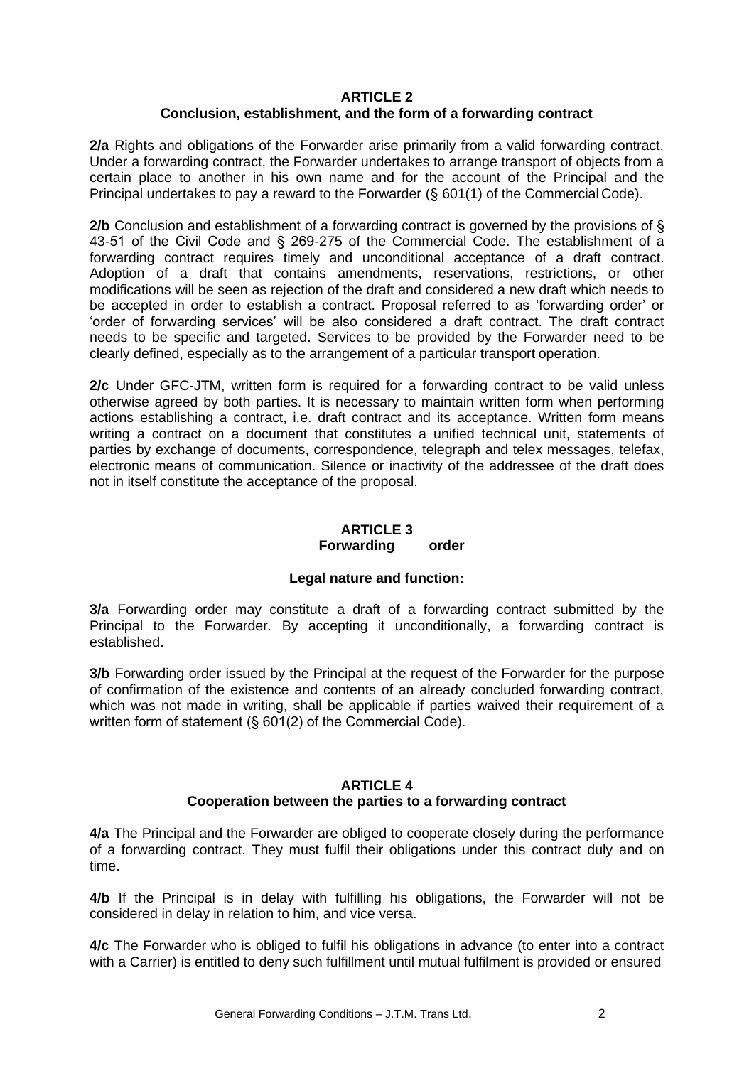## ARTICLE 2
### Conclusion, establishment, and the form of a forwarding contract

**2/a** Rights and obligations of the Forwarder arise primarily from a valid forwarding contract. Under a forwarding contract, the Forwarder undertakes to arrange transport of objects from a certain place to another in his own name and for the account of the Principal and the Principal undertakes to pay a reward to the Forwarder (§ 601(1) of the Commercial Code).

**2/b** Conclusion and establishment of a forwarding contract is governed by the provisions of § 43-51 of the Civil Code and § 269-275 of the Commercial Code. The establishment of a forwarding contract requires timely and unconditional acceptance of a draft contract. Adoption of a draft that contains amendments, reservations, restrictions, or other modifications will be seen as rejection of the draft and considered a new draft which needs to be accepted in order to establish a contract. Proposal referred to as 'forwarding order' or 'order of forwarding services' will be also considered a draft contract. The draft contract needs to be specific and targeted. Services to be provided by the Forwarder need to be clearly defined, especially as to the arrangement of a particular transport operation.

**2/c** Under GFC-JTM, written form is required for a forwarding contract to be valid unless otherwise agreed by both parties. It is necessary to maintain written form when performing actions establishing a contract, i.e. draft contract and its acceptance. Written form means writing a contract on a document that constitutes a unified technical unit, statements of parties by exchange of documents, correspondence, telegraph and telex messages, telefax, electronic means of communication. Silence or inactivity of the addressee of the draft does not in itself constitute the acceptance of the proposal.

## ARTICLE 3
### Forwarding order

#### Legal nature and function:

**3/a** Forwarding order may constitute a draft of a forwarding contract submitted by the Principal to the Forwarder. By accepting it unconditionally, a forwarding contract is established.

**3/b** Forwarding order issued by the Principal at the request of the Forwarder for the purpose of confirmation of the existence and contents of an already concluded forwarding contract, which was not made in writing, shall be applicable if parties waived their requirement of a written form of statement (§ 601(2) of the Commercial Code).

## ARTICLE 4
### Cooperation between the parties to a forwarding contract

**4/a** The Principal and the Forwarder are obliged to cooperate closely during the performance of a forwarding contract. They must fulfil their obligations under this contract duly and on time.

**4/b** If the Principal is in delay with fulfilling his obligations, the Forwarder will not be considered in delay in relation to him, and vice versa.

**4/c** The Forwarder who is obliged to fulfil his obligations in advance (to enter into a contract with a Carrier) is entitled to deny such fulfillment until mutual fulfilment is provided or ensured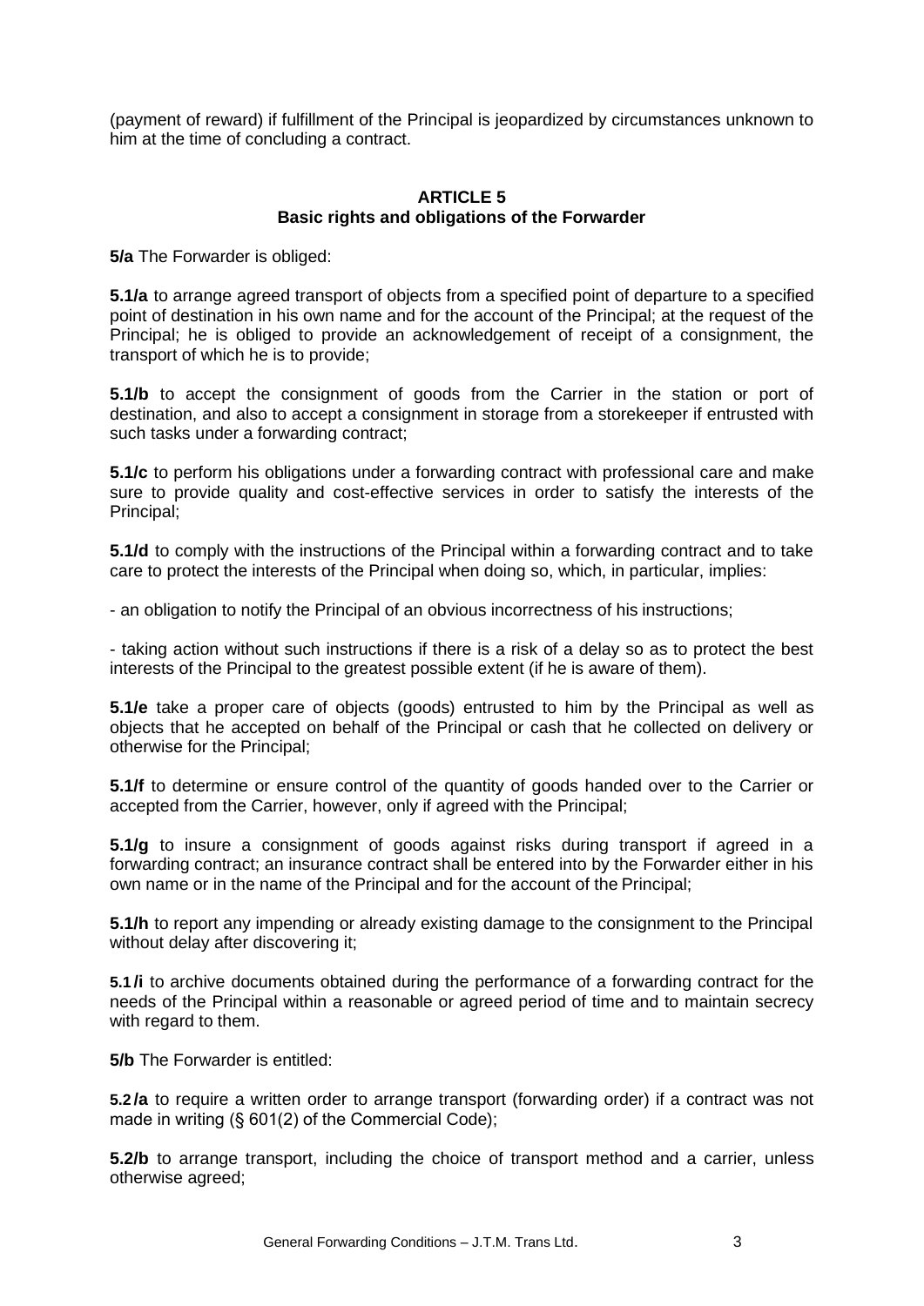(payment of reward) if fulfillment of the Principal is jeopardized by circumstances unknown to him at the time of concluding a contract.

## ARTICLE 5
## Basic rights and obligations of the Forwarder

**5/a** The Forwarder is obliged:

**5.1/a** to arrange agreed transport of objects from a specified point of departure to a specified point of destination in his own name and for the account of the Principal; at the request of the Principal; he is obliged to provide an acknowledgement of receipt of a consignment, the transport of which he is to provide;

**5.1/b** to accept the consignment of goods from the Carrier in the station or port of destination, and also to accept a consignment in storage from a storekeeper if entrusted with such tasks under a forwarding contract;

**5.1/c** to perform his obligations under a forwarding contract with professional care and make sure to provide quality and cost-effective services in order to satisfy the interests of the Principal;

**5.1/d** to comply with the instructions of the Principal within a forwarding contract and to take care to protect the interests of the Principal when doing so, which, in particular, implies:

- an obligation to notify the Principal of an obvious incorrectness of his instructions;

- taking action without such instructions if there is a risk of a delay so as to protect the best interests of the Principal to the greatest possible extent (if he is aware of them).

**5.1/e** take a proper care of objects (goods) entrusted to him by the Principal as well as objects that he accepted on behalf of the Principal or cash that he collected on delivery or otherwise for the Principal;

**5.1/f** to determine or ensure control of the quantity of goods handed over to the Carrier or accepted from the Carrier, however, only if agreed with the Principal;

**5.1/g** to insure a consignment of goods against risks during transport if agreed in a forwarding contract; an insurance contract shall be entered into by the Forwarder either in his own name or in the name of the Principal and for the account of the Principal;

**5.1/h** to report any impending or already existing damage to the consignment to the Principal without delay after discovering it;

**5.1/i** to archive documents obtained during the performance of a forwarding contract for the needs of the Principal within a reasonable or agreed period of time and to maintain secrecy with regard to them.

**5/b** The Forwarder is entitled:

**5.2/a** to require a written order to arrange transport (forwarding order) if a contract was not made in writing (§ 601(2) of the Commercial Code);

**5.2/b** to arrange transport, including the choice of transport method and a carrier, unless otherwise agreed;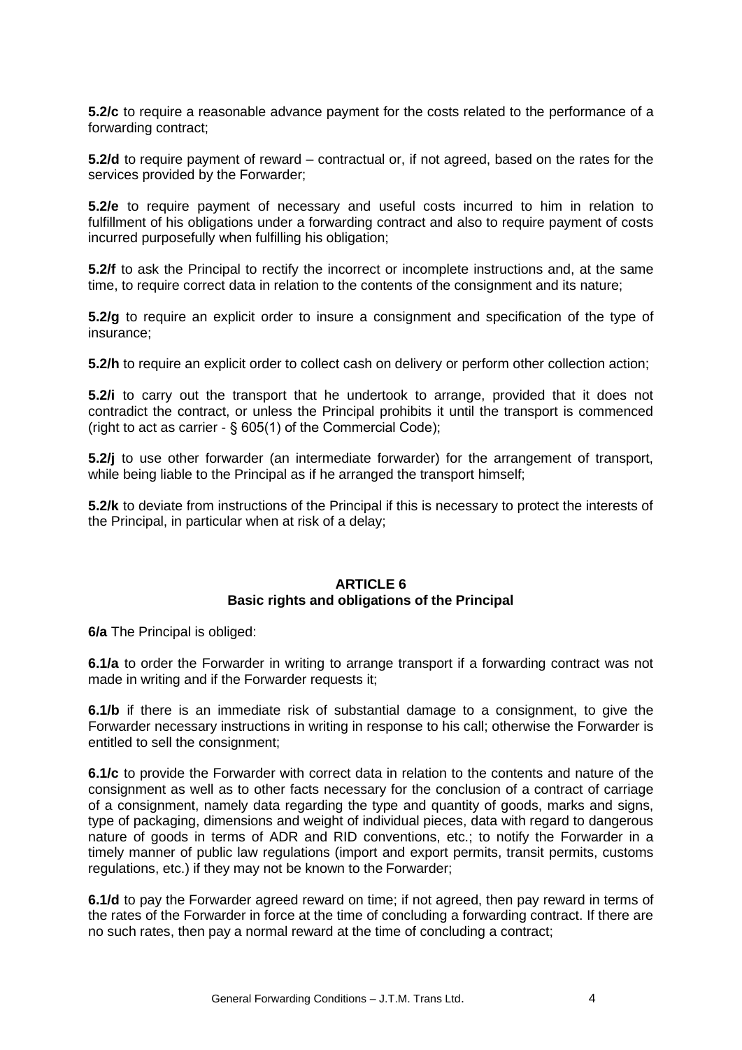**5.2/c** to require a reasonable advance payment for the costs related to the performance of a forwarding contract;

**5.2/d** to require payment of reward – contractual or, if not agreed, based on the rates for the services provided by the Forwarder;

**5.2/e** to require payment of necessary and useful costs incurred to him in relation to fulfillment of his obligations under a forwarding contract and also to require payment of costs incurred purposefully when fulfilling his obligation;

**5.2/f** to ask the Principal to rectify the incorrect or incomplete instructions and, at the same time, to require correct data in relation to the contents of the consignment and its nature;

**5.2/g** to require an explicit order to insure a consignment and specification of the type of insurance;

**5.2/h** to require an explicit order to collect cash on delivery or perform other collection action;

**5.2/i** to carry out the transport that he undertook to arrange, provided that it does not contradict the contract, or unless the Principal prohibits it until the transport is commenced (right to act as carrier - § 605(1) of the Commercial Code);

**5.2/j** to use other forwarder (an intermediate forwarder) for the arrangement of transport, while being liable to the Principal as if he arranged the transport himself;

**5.2/k** to deviate from instructions of the Principal if this is necessary to protect the interests of the Principal, in particular when at risk of a delay;

## ARTICLE 6
## Basic rights and obligations of the Principal

**6/a** The Principal is obliged:

**6.1/a** to order the Forwarder in writing to arrange transport if a forwarding contract was not made in writing and if the Forwarder requests it;

**6.1/b** if there is an immediate risk of substantial damage to a consignment, to give the Forwarder necessary instructions in writing in response to his call; otherwise the Forwarder is entitled to sell the consignment;

**6.1/c** to provide the Forwarder with correct data in relation to the contents and nature of the consignment as well as to other facts necessary for the conclusion of a contract of carriage of a consignment, namely data regarding the type and quantity of goods, marks and signs, type of packaging, dimensions and weight of individual pieces, data with regard to dangerous nature of goods in terms of ADR and RID conventions, etc.; to notify the Forwarder in a timely manner of public law regulations (import and export permits, transit permits, customs regulations, etc.) if they may not be known to the Forwarder;

**6.1/d** to pay the Forwarder agreed reward on time; if not agreed, then pay reward in terms of the rates of the Forwarder in force at the time of concluding a forwarding contract. If there are no such rates, then pay a normal reward at the time of concluding a contract;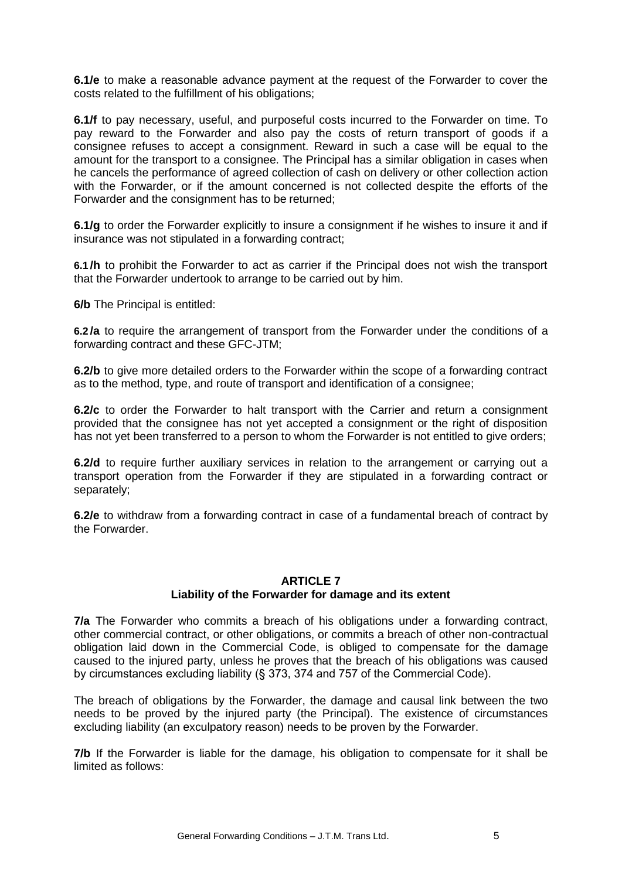**6.1/e** to make a reasonable advance payment at the request of the Forwarder to cover the costs related to the fulfillment of his obligations;

**6.1/f** to pay necessary, useful, and purposeful costs incurred to the Forwarder on time. To pay reward to the Forwarder and also pay the costs of return transport of goods if a consignee refuses to accept a consignment. Reward in such a case will be equal to the amount for the transport to a consignee. The Principal has a similar obligation in cases when he cancels the performance of agreed collection of cash on delivery or other collection action with the Forwarder, or if the amount concerned is not collected despite the efforts of the Forwarder and the consignment has to be returned;

**6.1/g** to order the Forwarder explicitly to insure a consignment if he wishes to insure it and if insurance was not stipulated in a forwarding contract;

**6.1 /h** to prohibit the Forwarder to act as carrier if the Principal does not wish the transport that the Forwarder undertook to arrange to be carried out by him.

**6/b** The Principal is entitled:

**6.2 /a** to require the arrangement of transport from the Forwarder under the conditions of a forwarding contract and these GFC-JTM;

**6.2/b** to give more detailed orders to the Forwarder within the scope of a forwarding contract as to the method, type, and route of transport and identification of a consignee;

**6.2/c** to order the Forwarder to halt transport with the Carrier and return a consignment provided that the consignee has not yet accepted a consignment or the right of disposition has not yet been transferred to a person to whom the Forwarder is not entitled to give orders;

**6.2/d** to require further auxiliary services in relation to the arrangement or carrying out a transport operation from the Forwarder if they are stipulated in a forwarding contract or separately;

**6.2/e** to withdraw from a forwarding contract in case of a fundamental breach of contract by the Forwarder.

## ARTICLE 7
## Liability of the Forwarder for damage and its extent

**7/a** The Forwarder who commits a breach of his obligations under a forwarding contract, other commercial contract, or other obligations, or commits a breach of other non-contractual obligation laid down in the Commercial Code, is obliged to compensate for the damage caused to the injured party, unless he proves that the breach of his obligations was caused by circumstances excluding liability (§ 373, 374 and 757 of the Commercial Code).

The breach of obligations by the Forwarder, the damage and causal link between the two needs to be proved by the injured party (the Principal). The existence of circumstances excluding liability (an exculpatory reason) needs to be proven by the Forwarder.

**7/b** If the Forwarder is liable for the damage, his obligation to compensate for it shall be limited as follows: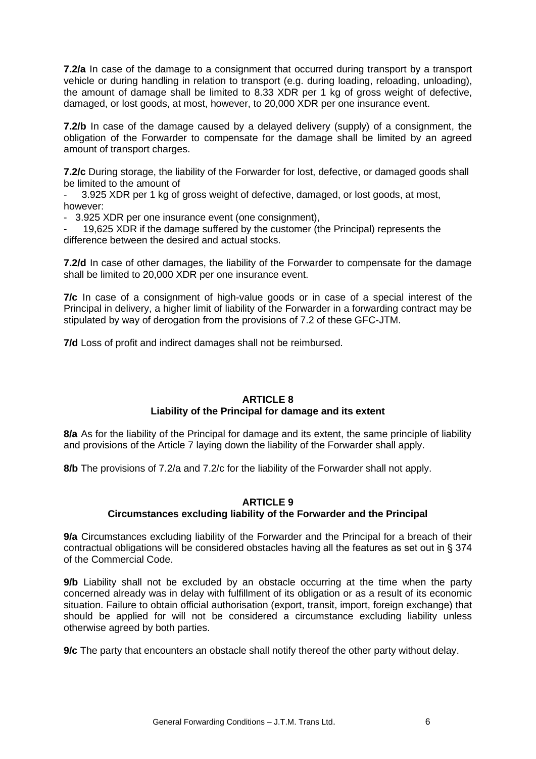**7.2/a** In case of the damage to a consignment that occurred during transport by a transport vehicle or during handling in relation to transport (e.g. during loading, reloading, unloading), the amount of damage shall be limited to 8.33 XDR per 1 kg of gross weight of defective, damaged, or lost goods, at most, however, to 20,000 XDR per one insurance event.

**7.2/b** In case of the damage caused by a delayed delivery (supply) of a consignment, the obligation of the Forwarder to compensate for the damage shall be limited by an agreed amount of transport charges.

**7.2/c** During storage, the liability of the Forwarder for lost, defective, or damaged goods shall be limited to the amount of

- 3.925 XDR per 1 kg of gross weight of defective, damaged, or lost goods, at most, however:
- 3.925 XDR per one insurance event (one consignment),
- 19,625 XDR if the damage suffered by the customer (the Principal) represents the difference between the desired and actual stocks.

**7.2/d** In case of other damages, the liability of the Forwarder to compensate for the damage shall be limited to 20,000 XDR per one insurance event.

**7/c** In case of a consignment of high-value goods or in case of a special interest of the Principal in delivery, a higher limit of liability of the Forwarder in a forwarding contract may be stipulated by way of derogation from the provisions of 7.2 of these GFC-JTM.

**7/d** Loss of profit and indirect damages shall not be reimbursed.

## ARTICLE 8
## Liability of the Principal for damage and its extent

**8/a** As for the liability of the Principal for damage and its extent, the same principle of liability and provisions of the Article 7 laying down the liability of the Forwarder shall apply.

**8/b** The provisions of 7.2/a and 7.2/c for the liability of the Forwarder shall not apply.

## ARTICLE 9
## Circumstances excluding liability of the Forwarder and the Principal

**9/a** Circumstances excluding liability of the Forwarder and the Principal for a breach of their contractual obligations will be considered obstacles having all the features as set out in § 374 of the Commercial Code.

**9/b** Liability shall not be excluded by an obstacle occurring at the time when the party concerned already was in delay with fulfillment of its obligation or as a result of its economic situation. Failure to obtain official authorisation (export, transit, import, foreign exchange) that should be applied for will not be considered a circumstance excluding liability unless otherwise agreed by both parties.

**9/c** The party that encounters an obstacle shall notify thereof the other party without delay.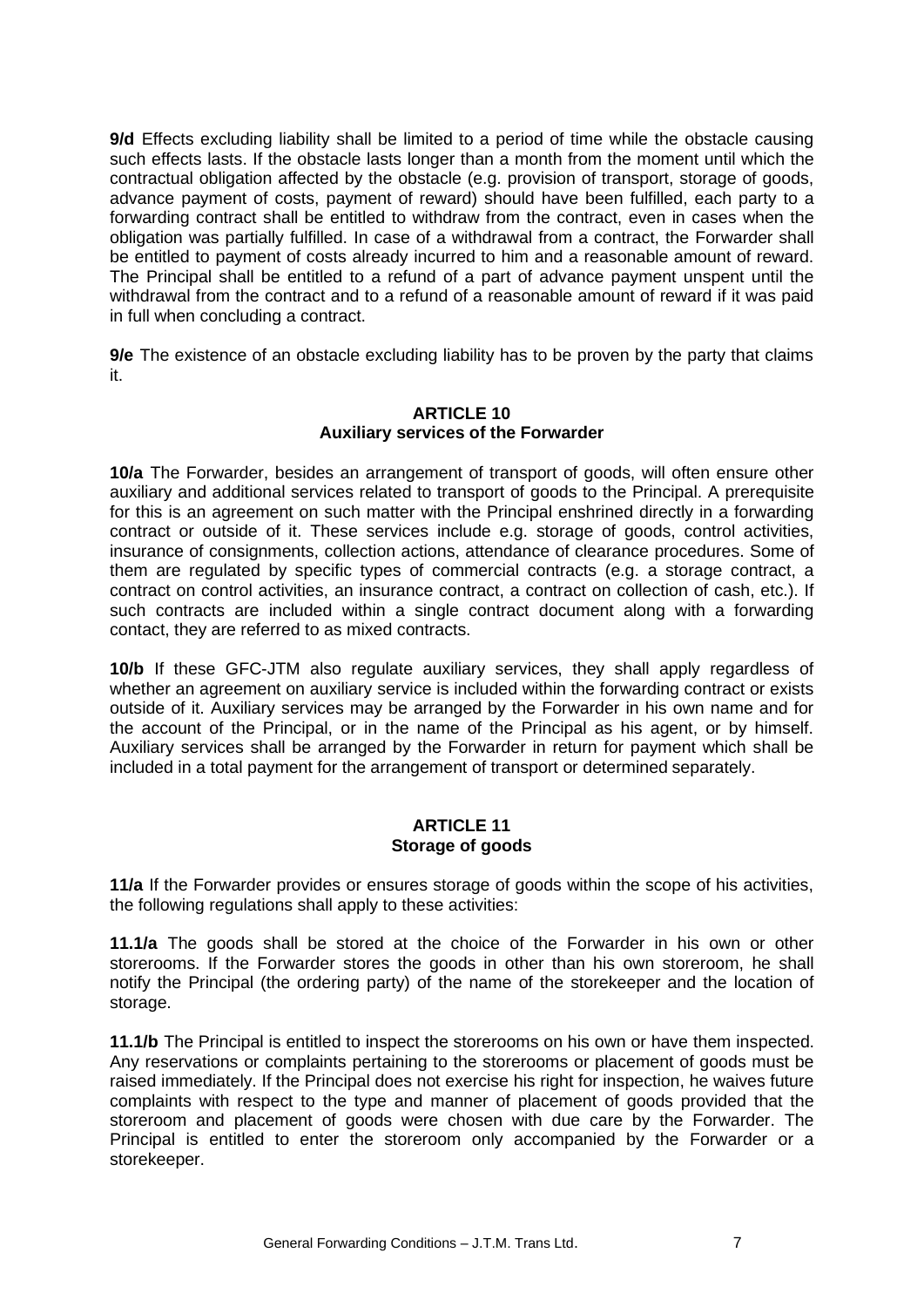**9/d** Effects excluding liability shall be limited to a period of time while the obstacle causing such effects lasts. If the obstacle lasts longer than a month from the moment until which the contractual obligation affected by the obstacle (e.g. provision of transport, storage of goods, advance payment of costs, payment of reward) should have been fulfilled, each party to a forwarding contract shall be entitled to withdraw from the contract, even in cases when the obligation was partially fulfilled. In case of a withdrawal from a contract, the Forwarder shall be entitled to payment of costs already incurred to him and a reasonable amount of reward. The Principal shall be entitled to a refund of a part of advance payment unspent until the withdrawal from the contract and to a refund of a reasonable amount of reward if it was paid in full when concluding a contract.

**9/e** The existence of an obstacle excluding liability has to be proven by the party that claims it.

## ARTICLE 10
## Auxiliary services of the Forwarder

**10/a** The Forwarder, besides an arrangement of transport of goods, will often ensure other auxiliary and additional services related to transport of goods to the Principal. A prerequisite for this is an agreement on such matter with the Principal enshrined directly in a forwarding contract or outside of it. These services include e.g. storage of goods, control activities, insurance of consignments, collection actions, attendance of clearance procedures. Some of them are regulated by specific types of commercial contracts (e.g. a storage contract, a contract on control activities, an insurance contract, a contract on collection of cash, etc.). If such contracts are included within a single contract document along with a forwarding contact, they are referred to as mixed contracts.

**10/b** If these GFC-JTM also regulate auxiliary services, they shall apply regardless of whether an agreement on auxiliary service is included within the forwarding contract or exists outside of it. Auxiliary services may be arranged by the Forwarder in his own name and for the account of the Principal, or in the name of the Principal as his agent, or by himself. Auxiliary services shall be arranged by the Forwarder in return for payment which shall be included in a total payment for the arrangement of transport or determined separately.

## ARTICLE 11
## Storage of goods

**11/a** If the Forwarder provides or ensures storage of goods within the scope of his activities, the following regulations shall apply to these activities:

**11.1/a** The goods shall be stored at the choice of the Forwarder in his own or other storerooms. If the Forwarder stores the goods in other than his own storeroom, he shall notify the Principal (the ordering party) of the name of the storekeeper and the location of storage.

**11.1/b** The Principal is entitled to inspect the storerooms on his own or have them inspected. Any reservations or complaints pertaining to the storerooms or placement of goods must be raised immediately. If the Principal does not exercise his right for inspection, he waives future complaints with respect to the type and manner of placement of goods provided that the storeroom and placement of goods were chosen with due care by the Forwarder. The Principal is entitled to enter the storeroom only accompanied by the Forwarder or a storekeeper.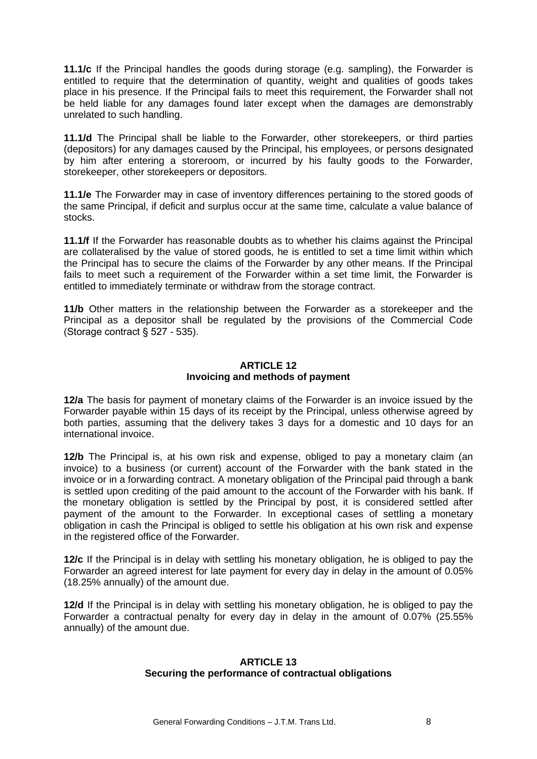**11.1/c** If the Principal handles the goods during storage (e.g. sampling), the Forwarder is entitled to require that the determination of quantity, weight and qualities of goods takes place in his presence. If the Principal fails to meet this requirement, the Forwarder shall not be held liable for any damages found later except when the damages are demonstrably unrelated to such handling.

**11.1/d** The Principal shall be liable to the Forwarder, other storekeepers, or third parties (depositors) for any damages caused by the Principal, his employees, or persons designated by him after entering a storeroom, or incurred by his faulty goods to the Forwarder, storekeeper, other storekeepers or depositors.

**11.1/e** The Forwarder may in case of inventory differences pertaining to the stored goods of the same Principal, if deficit and surplus occur at the same time, calculate a value balance of stocks.

**11.1/f** If the Forwarder has reasonable doubts as to whether his claims against the Principal are collateralised by the value of stored goods, he is entitled to set a time limit within which the Principal has to secure the claims of the Forwarder by any other means. If the Principal fails to meet such a requirement of the Forwarder within a set time limit, the Forwarder is entitled to immediately terminate or withdraw from the storage contract.

**11/b** Other matters in the relationship between the Forwarder as a storekeeper and the Principal as a depositor shall be regulated by the provisions of the Commercial Code (Storage contract § 527 - 535).

## ARTICLE 12
## Invoicing and methods of payment

**12/a** The basis for payment of monetary claims of the Forwarder is an invoice issued by the Forwarder payable within 15 days of its receipt by the Principal, unless otherwise agreed by both parties, assuming that the delivery takes 3 days for a domestic and 10 days for an international invoice.

**12/b** The Principal is, at his own risk and expense, obliged to pay a monetary claim (an invoice) to a business (or current) account of the Forwarder with the bank stated in the invoice or in a forwarding contract. A monetary obligation of the Principal paid through a bank is settled upon crediting of the paid amount to the account of the Forwarder with his bank. If the monetary obligation is settled by the Principal by post, it is considered settled after payment of the amount to the Forwarder. In exceptional cases of settling a monetary obligation in cash the Principal is obliged to settle his obligation at his own risk and expense in the registered office of the Forwarder.

**12/c** If the Principal is in delay with settling his monetary obligation, he is obliged to pay the Forwarder an agreed interest for late payment for every day in delay in the amount of 0.05% (18.25% annually) of the amount due.

**12/d** If the Principal is in delay with settling his monetary obligation, he is obliged to pay the Forwarder a contractual penalty for every day in delay in the amount of 0.07% (25.55% annually) of the amount due.

## ARTICLE 13
## Securing the performance of contractual obligations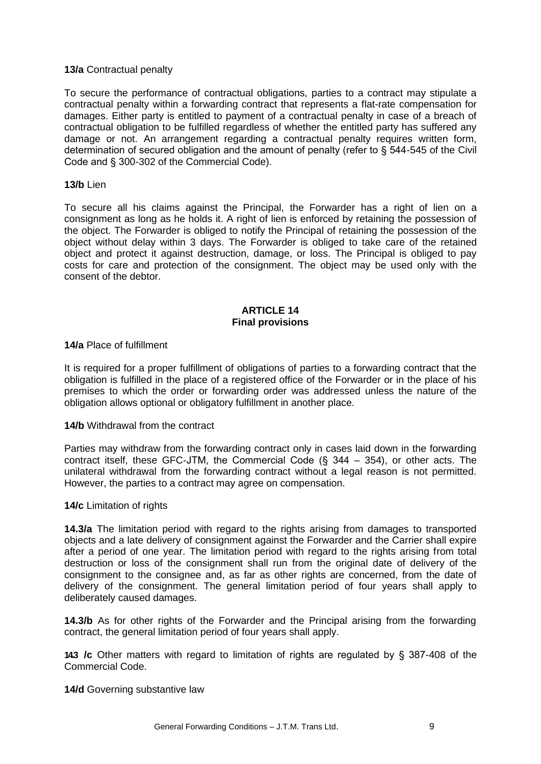**13/a** Contractual penalty

To secure the performance of contractual obligations, parties to a contract may stipulate a contractual penalty within a forwarding contract that represents a flat-rate compensation for damages. Either party is entitled to payment of a contractual penalty in case of a breach of contractual obligation to be fulfilled regardless of whether the entitled party has suffered any damage or not. An arrangement regarding a contractual penalty requires written form, determination of secured obligation and the amount of penalty (refer to § 544-545 of the Civil Code and § 300-302 of the Commercial Code).

**13/b** Lien

To secure all his claims against the Principal, the Forwarder has a right of lien on a consignment as long as he holds it. A right of lien is enforced by retaining the possession of the object. The Forwarder is obliged to notify the Principal of retaining the possession of the object without delay within 3 days. The Forwarder is obliged to take care of the retained object and protect it against destruction, damage, or loss. The Principal is obliged to pay costs for care and protection of the consignment. The object may be used only with the consent of the debtor.

## ARTICLE 14
## Final provisions

**14/a** Place of fulfillment

It is required for a proper fulfillment of obligations of parties to a forwarding contract that the obligation is fulfilled in the place of a registered office of the Forwarder or in the place of his premises to which the order or forwarding order was addressed unless the nature of the obligation allows optional or obligatory fulfillment in another place.

**14/b** Withdrawal from the contract

Parties may withdraw from the forwarding contract only in cases laid down in the forwarding contract itself, these GFC-JTM, the Commercial Code (§ 344 – 354), or other acts. The unilateral withdrawal from the forwarding contract without a legal reason is not permitted. However, the parties to a contract may agree on compensation.

**14/c** Limitation of rights

**14.3/a** The limitation period with regard to the rights arising from damages to transported objects and a late delivery of consignment against the Forwarder and the Carrier shall expire after a period of one year. The limitation period with regard to the rights arising from total destruction or loss of the consignment shall run from the original date of delivery of the consignment to the consignee and, as far as other rights are concerned, from the date of delivery of the consignment. The general limitation period of four years shall apply to deliberately caused damages.

**14.3/b** As for other rights of the Forwarder and the Principal arising from the forwarding contract, the general limitation period of four years shall apply.

**14.3 /c** Other matters with regard to limitation of rights are regulated by § 387-408 of the Commercial Code.

**14/d** Governing substantive law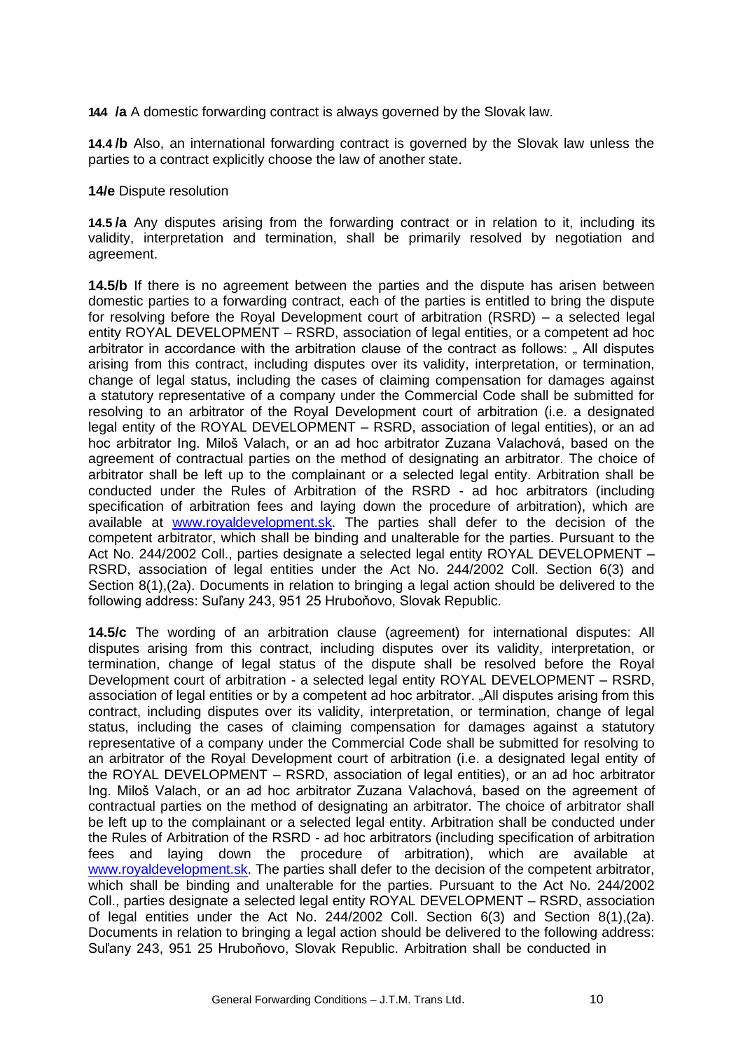**14.4 /a** A domestic forwarding contract is always governed by the Slovak law.

**14.4 /b** Also, an international forwarding contract is governed by the Slovak law unless the parties to a contract explicitly choose the law of another state.

**14/e** Dispute resolution

**14.5 /a** Any disputes arising from the forwarding contract or in relation to it, including its validity, interpretation and termination, shall be primarily resolved by negotiation and agreement.

**14.5/b** If there is no agreement between the parties and the dispute has arisen between domestic parties to a forwarding contract, each of the parties is entitled to bring the dispute for resolving before the Royal Development court of arbitration (RSRD) – a selected legal entity ROYAL DEVELOPMENT – RSRD, association of legal entities, or a competent ad hoc arbitrator in accordance with the arbitration clause of the contract as follows: „ All disputes arising from this contract, including disputes over its validity, interpretation, or termination, change of legal status, including the cases of claiming compensation for damages against a statutory representative of a company under the Commercial Code shall be submitted for resolving to an arbitrator of the Royal Development court of arbitration (i.e. a designated legal entity of the ROYAL DEVELOPMENT – RSRD, association of legal entities), or an ad hoc arbitrator Ing. Miloš Valach, or an ad hoc arbitrator Zuzana Valachová, based on the agreement of contractual parties on the method of designating an arbitrator. The choice of arbitrator shall be left up to the complainant or a selected legal entity. Arbitration shall be conducted under the Rules of Arbitration of the RSRD - ad hoc arbitrators (including specification of arbitration fees and laying down the procedure of arbitration), which are available at [www.royaldevelopment.sk](http://www.royaldevelopment.sk). The parties shall defer to the decision of the competent arbitrator, which shall be binding and unalterable for the parties. Pursuant to the Act No. 244/2002 Coll., parties designate a selected legal entity ROYAL DEVELOPMENT – RSRD, association of legal entities under the Act No. 244/2002 Coll. Section 6(3) and Section 8(1),(2a). Documents in relation to bringing a legal action should be delivered to the following address: Suľany 243, 951 25 Hruboňovo, Slovak Republic.

**14.5/c** The wording of an arbitration clause (agreement) for international disputes: All disputes arising from this contract, including disputes over its validity, interpretation, or termination, change of legal status of the dispute shall be resolved before the Royal Development court of arbitration - a selected legal entity ROYAL DEVELOPMENT – RSRD, association of legal entities or by a competent ad hoc arbitrator. „All disputes arising from this contract, including disputes over its validity, interpretation, or termination, change of legal status, including the cases of claiming compensation for damages against a statutory representative of a company under the Commercial Code shall be submitted for resolving to an arbitrator of the Royal Development court of arbitration (i.e. a designated legal entity of the ROYAL DEVELOPMENT – RSRD, association of legal entities), or an ad hoc arbitrator Ing. Miloš Valach, or an ad hoc arbitrator Zuzana Valachová, based on the agreement of contractual parties on the method of designating an arbitrator. The choice of arbitrator shall be left up to the complainant or a selected legal entity. Arbitration shall be conducted under the Rules of Arbitration of the RSRD - ad hoc arbitrators (including specification of arbitration fees and laying down the procedure of arbitration), which are available at [www.royaldevelopment.sk](http://www.royaldevelopment.sk). The parties shall defer to the decision of the competent arbitrator, which shall be binding and unalterable for the parties. Pursuant to the Act No. 244/2002 Coll., parties designate a selected legal entity ROYAL DEVELOPMENT – RSRD, association of legal entities under the Act No. 244/2002 Coll. Section 6(3) and Section 8(1),(2a). Documents in relation to bringing a legal action should be delivered to the following address: Suľany 243, 951 25 Hruboňovo, Slovak Republic. Arbitration shall be conducted in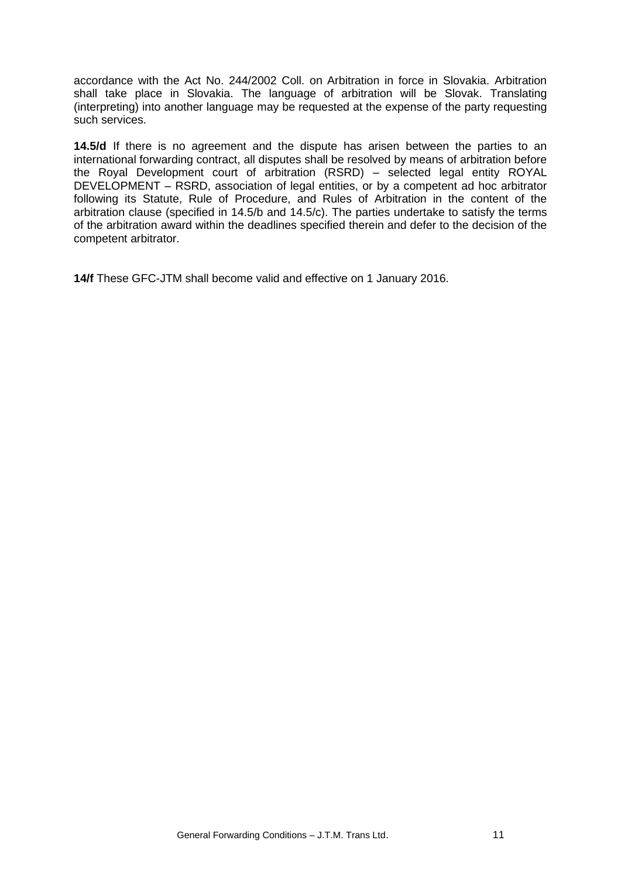accordance with the Act No. 244/2002 Coll. on Arbitration in force in Slovakia. Arbitration shall take place in Slovakia. The language of arbitration will be Slovak. Translating (interpreting) into another language may be requested at the expense of the party requesting such services.

**14.5/d** If there is no agreement and the dispute has arisen between the parties to an international forwarding contract, all disputes shall be resolved by means of arbitration before the Royal Development court of arbitration (RSRD) – selected legal entity ROYAL DEVELOPMENT – RSRD, association of legal entities, or by a competent ad hoc arbitrator following its Statute, Rule of Procedure, and Rules of Arbitration in the content of the arbitration clause (specified in 14.5/b and 14.5/c). The parties undertake to satisfy the terms of the arbitration award within the deadlines specified therein and defer to the decision of the competent arbitrator.

**14/f** These GFC-JTM shall become valid and effective on 1 January 2016.